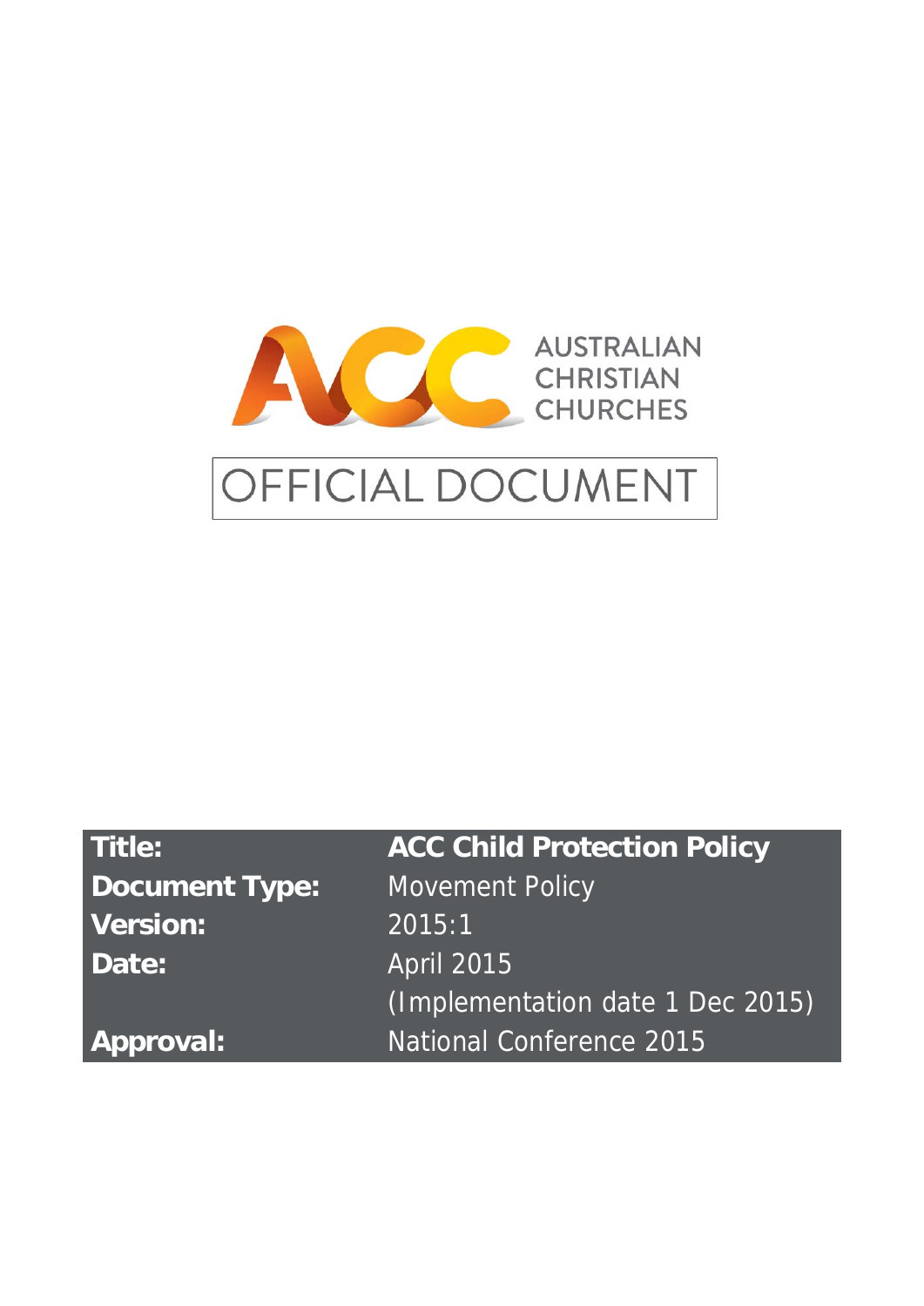AUSTRALIAN CHRISTIAN CHURCHES

OFFICIAL DOCUMENT

| | |
|---|---|
| **Title:** | **ACC Child Protection Policy** |
| **Document Type:** | Movement Policy |
| **Version:** | 2015:1 |
| **Date:** | April 2015 (Implementation date 1 Dec 2015) |
| **Approval:** | National Conference 2015 |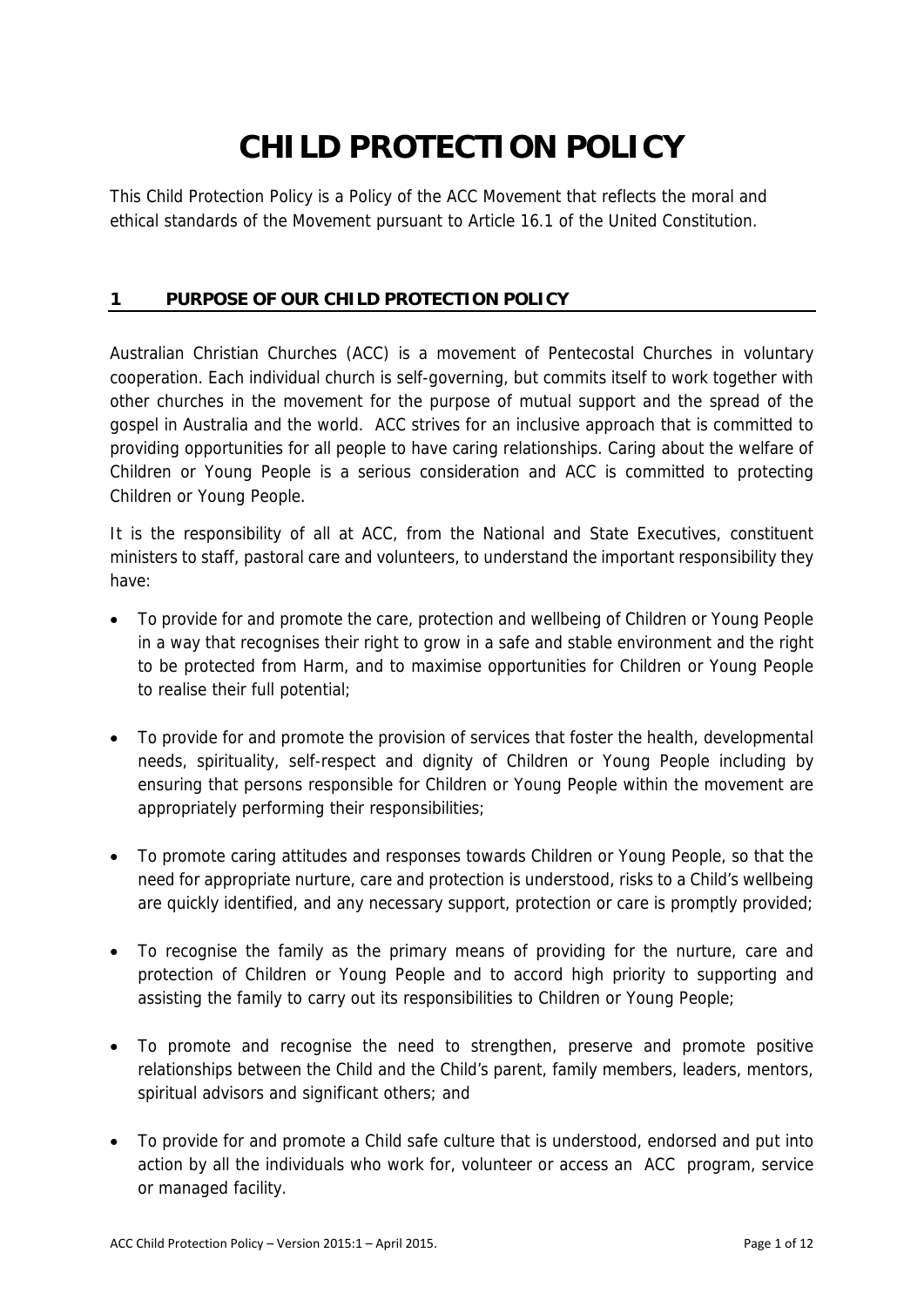# CHILD PROTECTION POLICY

This Child Protection Policy is a Policy of the ACC Movement that reflects the moral and ethical standards of the Movement pursuant to Article 16.1 of the United Constitution.

## 1 PURPOSE OF OUR CHILD PROTECTION POLICY

Australian Christian Churches (ACC) is a movement of Pentecostal Churches in voluntary cooperation. Each individual church is self-governing, but commits itself to work together with other churches in the movement for the purpose of mutual support and the spread of the gospel in Australia and the world. ACC strives for an inclusive approach that is committed to providing opportunities for all people to have caring relationships. Caring about the welfare of Children or Young People is a serious consideration and ACC is committed to protecting Children or Young People.

It is the responsibility of all at ACC, from the National and State Executives, constituent ministers to staff, pastoral care and volunteers, to understand the important responsibility they have:

- To provide for and promote the care, protection and wellbeing of Children or Young People in a way that recognises their right to grow in a safe and stable environment and the right to be protected from Harm, and to maximise opportunities for Children or Young People to realise their full potential;

- To provide for and promote the provision of services that foster the health, developmental needs, spirituality, self-respect and dignity of Children or Young People including by ensuring that persons responsible for Children or Young People within the movement are appropriately performing their responsibilities;

- To promote caring attitudes and responses towards Children or Young People, so that the need for appropriate nurture, care and protection is understood, risks to a Child's wellbeing are quickly identified, and any necessary support, protection or care is promptly provided;

- To recognise the family as the primary means of providing for the nurture, care and protection of Children or Young People and to accord high priority to supporting and assisting the family to carry out its responsibilities to Children or Young People;

- To promote and recognise the need to strengthen, preserve and promote positive relationships between the Child and the Child's parent, family members, leaders, mentors, spiritual advisors and significant others; and

- To provide for and promote a Child safe culture that is understood, endorsed and put into action by all the individuals who work for, volunteer or access an ACC program, service or managed facility.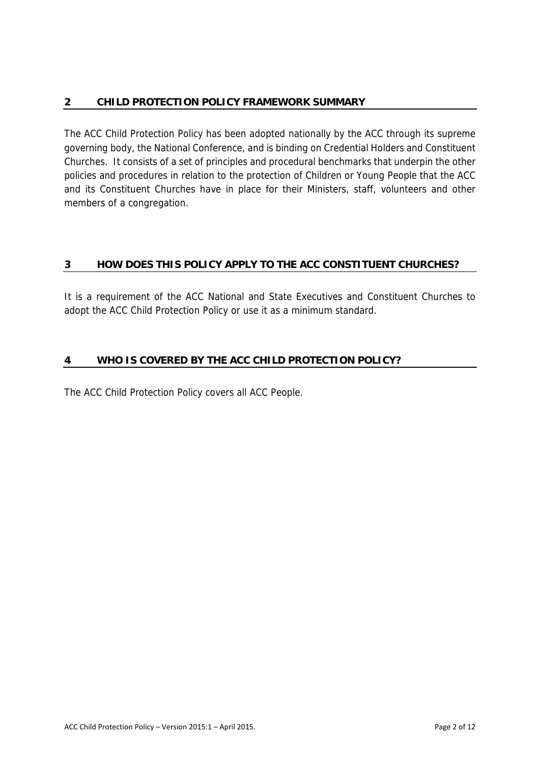## 2 CHILD PROTECTION POLICY FRAMEWORK SUMMARY

The ACC Child Protection Policy has been adopted nationally by the ACC through its supreme governing body, the National Conference, and is binding on Credential Holders and Constituent Churches. It consists of a set of principles and procedural benchmarks that underpin the other policies and procedures in relation to the protection of Children or Young People that the ACC and its Constituent Churches have in place for their Ministers, staff, volunteers and other members of a congregation.

## 3 HOW DOES THIS POLICY APPLY TO THE ACC CONSTITUENT CHURCHES?

It is a requirement of the ACC National and State Executives and Constituent Churches to adopt the ACC Child Protection Policy or use it as a minimum standard.

## 4 WHO IS COVERED BY THE ACC CHILD PROTECTION POLICY?

The ACC Child Protection Policy covers all ACC People.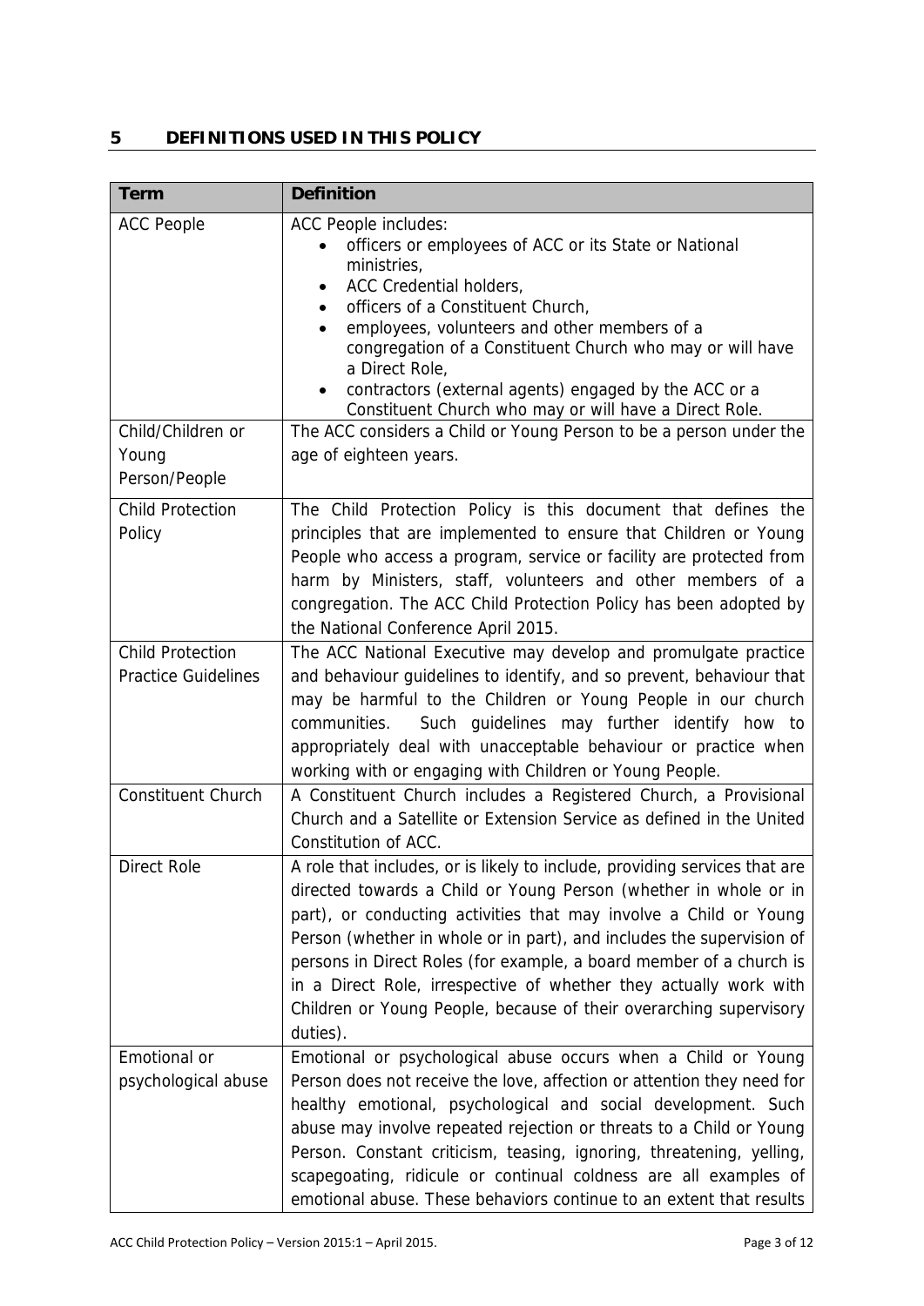## 5 DEFINITIONS USED IN THIS POLICY

| Term | Definition |
|---|---|
| ACC People | ACC People includes: <br>• officers or employees of ACC or its State or National ministries, <br>• ACC Credential holders, <br>• officers of a Constituent Church, <br>• employees, volunteers and other members of a congregation of a Constituent Church who may or will have a Direct Role, <br>• contractors (external agents) engaged by the ACC or a Constituent Church who may or will have a Direct Role. |
| Child/Children or Young Person/People | The ACC considers a Child or Young Person to be a person under the age of eighteen years. |
| Child Protection Policy | The Child Protection Policy is this document that defines the principles that are implemented to ensure that Children or Young People who access a program, service or facility are protected from harm by Ministers, staff, volunteers and other members of a congregation. The ACC Child Protection Policy has been adopted by the National Conference April 2015. |
| Child Protection Practice Guidelines | The ACC National Executive may develop and promulgate practice and behaviour guidelines to identify, and so prevent, behaviour that may be harmful to the Children or Young People in our church communities. Such guidelines may further identify how to appropriately deal with unacceptable behaviour or practice when working with or engaging with Children or Young People. |
| Constituent Church | A Constituent Church includes a Registered Church, a Provisional Church and a Satellite or Extension Service as defined in the United Constitution of ACC. |
| Direct Role | A role that includes, or is likely to include, providing services that are directed towards a Child or Young Person (whether in whole or in part), or conducting activities that may involve a Child or Young Person (whether in whole or in part), and includes the supervision of persons in Direct Roles (for example, a board member of a church is in a Direct Role, irrespective of whether they actually work with Children or Young People, because of their overarching supervisory duties). |
| Emotional or psychological abuse | Emotional or psychological abuse occurs when a Child or Young Person does not receive the love, affection or attention they need for healthy emotional, psychological and social development. Such abuse may involve repeated rejection or threats to a Child or Young Person. Constant criticism, teasing, ignoring, threatening, yelling, scapegoating, ridicule or continual coldness are all examples of emotional abuse. These behaviors continue to an extent that results |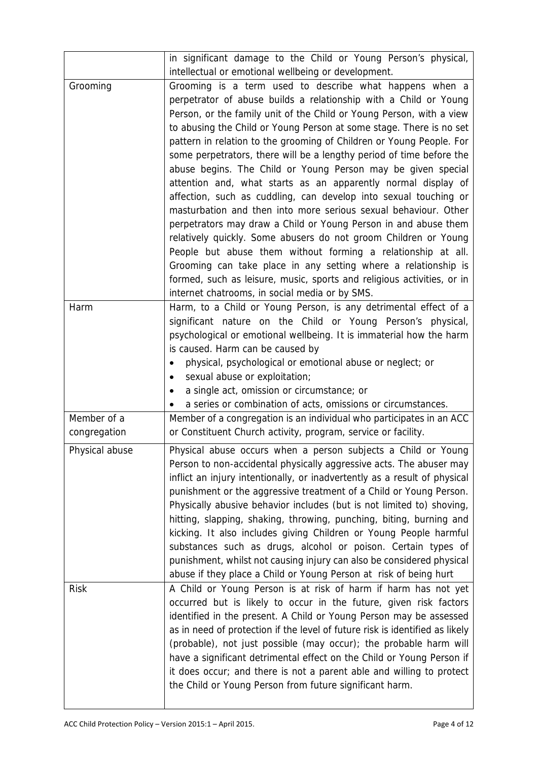| | |
|---|---|
| | in significant damage to the Child or Young Person's physical, intellectual or emotional wellbeing or development. |
| Grooming | Grooming is a term used to describe what happens when a perpetrator of abuse builds a relationship with a Child or Young Person, or the family unit of the Child or Young Person, with a view to abusing the Child or Young Person at some stage. There is no set pattern in relation to the grooming of Children or Young People. For some perpetrators, there will be a lengthy period of time before the abuse begins. The Child or Young Person may be given special attention and, what starts as an apparently normal display of affection, such as cuddling, can develop into sexual touching or masturbation and then into more serious sexual behaviour. Other perpetrators may draw a Child or Young Person in and abuse them relatively quickly. Some abusers do not groom Children or Young People but abuse them without forming a relationship at all. Grooming can take place in any setting where a relationship is formed, such as leisure, music, sports and religious activities, or in internet chatrooms, in social media or by SMS. |
| Harm | Harm, to a Child or Young Person, is any detrimental effect of a significant nature on the Child or Young Person's physical, psychological or emotional wellbeing. It is immaterial how the harm is caused. Harm can be caused by<br>• physical, psychological or emotional abuse or neglect; or<br>• sexual abuse or exploitation;<br>• a single act, omission or circumstance; or<br>• a series or combination of acts, omissions or circumstances. |
| Member of a congregation | Member of a congregation is an individual who participates in an ACC or Constituent Church activity, program, service or facility. |
| Physical abuse | Physical abuse occurs when a person subjects a Child or Young Person to non-accidental physically aggressive acts. The abuser may inflict an injury intentionally, or inadvertently as a result of physical punishment or the aggressive treatment of a Child or Young Person. Physically abusive behavior includes (but is not limited to) shoving, hitting, slapping, shaking, throwing, punching, biting, burning and kicking. It also includes giving Children or Young People harmful substances such as drugs, alcohol or poison. Certain types of punishment, whilst not causing injury can also be considered physical abuse if they place a Child or Young Person at risk of being hurt |
| Risk | A Child or Young Person is at risk of harm if harm has not yet occurred but is likely to occur in the future, given risk factors identified in the present. A Child or Young Person may be assessed as in need of protection if the level of future risk is identified as likely (probable), not just possible (may occur); the probable harm will have a significant detrimental effect on the Child or Young Person if it does occur; and there is not a parent able and willing to protect the Child or Young Person from future significant harm. |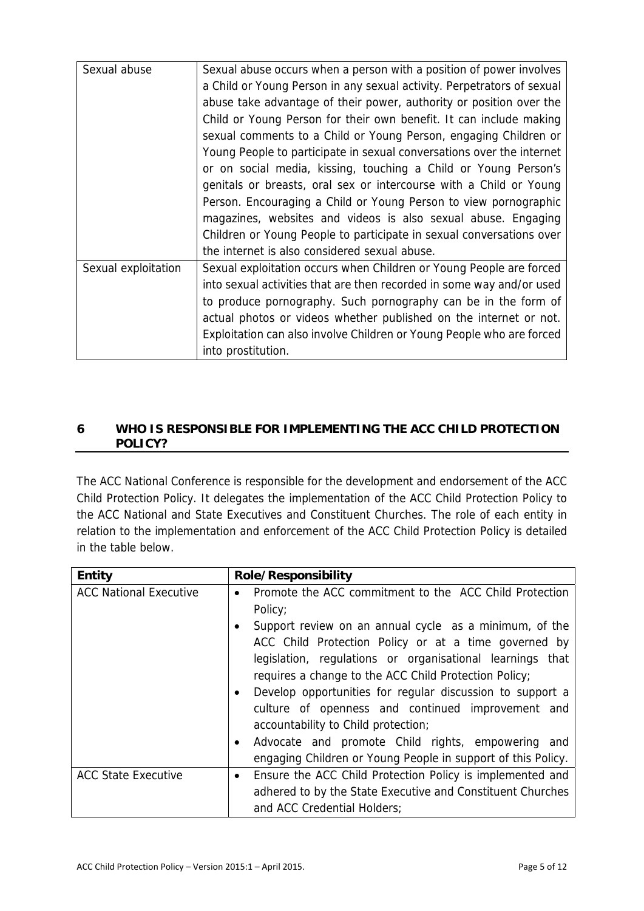| Sexual abuse | Sexual abuse occurs when a person with a position of power involves a Child or Young Person in any sexual activity. Perpetrators of sexual abuse take advantage of their power, authority or position over the Child or Young Person for their own benefit. It can include making sexual comments to a Child or Young Person, engaging Children or Young People to participate in sexual conversations over the internet or on social media, kissing, touching a Child or Young Person's genitals or breasts, oral sex or intercourse with a Child or Young Person. Encouraging a Child or Young Person to view pornographic magazines, websites and videos is also sexual abuse. Engaging Children or Young People to participate in sexual conversations over the internet is also considered sexual abuse. |
|---|---|
| Sexual exploitation | Sexual exploitation occurs when Children or Young People are forced into sexual activities that are then recorded in some way and/or used to produce pornography. Such pornography can be in the form of actual photos or videos whether published on the internet or not. Exploitation can also involve Children or Young People who are forced into prostitution. |

## 6 WHO IS RESPONSIBLE FOR IMPLEMENTING THE ACC CHILD PROTECTION POLICY?

The ACC National Conference is responsible for the development and endorsement of the ACC Child Protection Policy. It delegates the implementation of the ACC Child Protection Policy to the ACC National and State Executives and Constituent Churches. The role of each entity in relation to the implementation and enforcement of the ACC Child Protection Policy is detailed in the table below.

| Entity | Role/Responsibility |
|---|---|
| ACC National Executive | • Promote the ACC commitment to the ACC Child Protection Policy;<br>• Support review on an annual cycle as a minimum, of the ACC Child Protection Policy or at a time governed by legislation, regulations or organisational learnings that requires a change to the ACC Child Protection Policy;<br>• Develop opportunities for regular discussion to support a culture of openness and continued improvement and accountability to Child protection;<br>• Advocate and promote Child rights, empowering and engaging Children or Young People in support of this Policy. |
| ACC State Executive | • Ensure the ACC Child Protection Policy is implemented and adhered to by the State Executive and Constituent Churches and ACC Credential Holders; |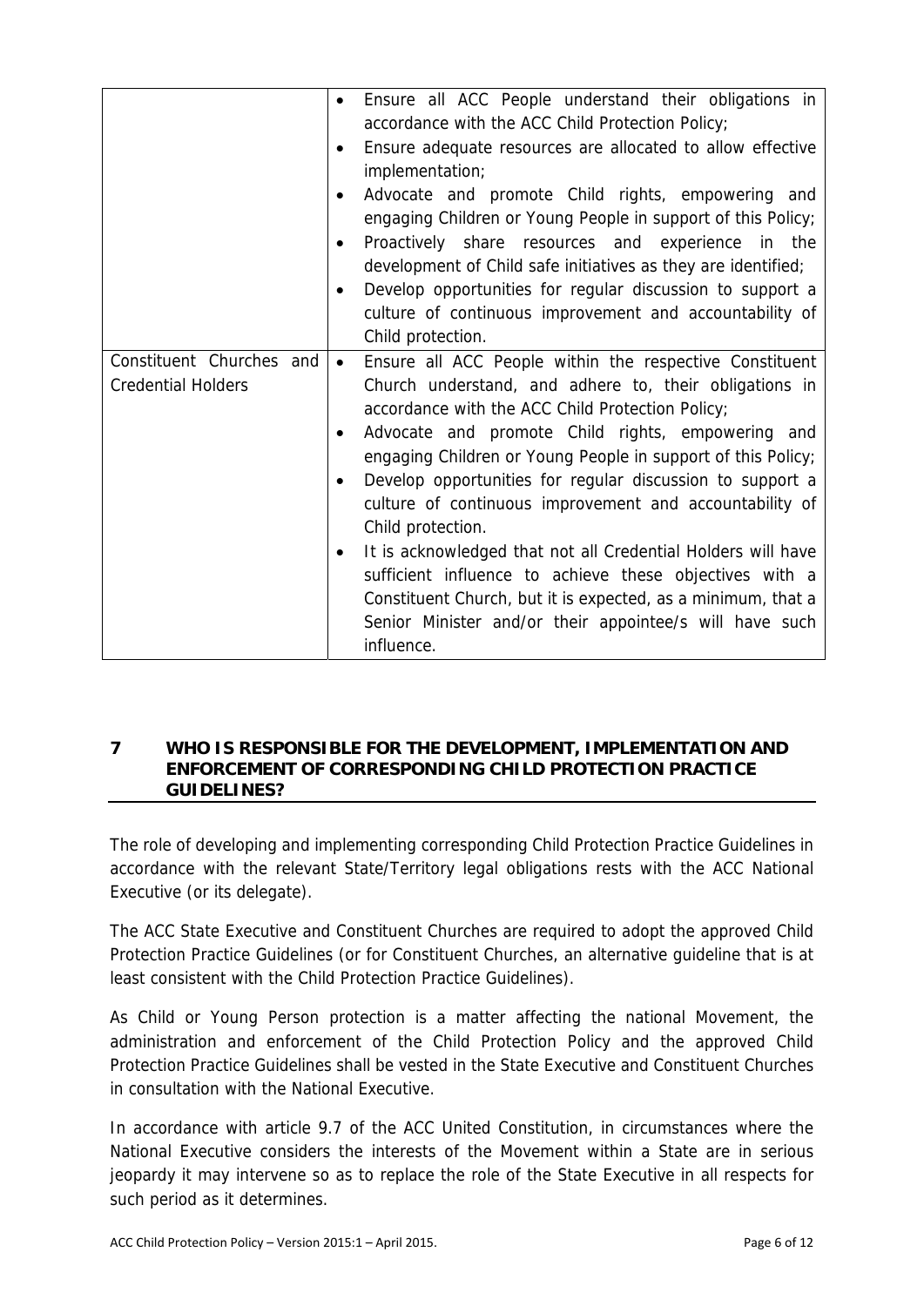| | |
|---|---|
| | • Ensure all ACC People understand their obligations in accordance with the ACC Child Protection Policy;<br>• Ensure adequate resources are allocated to allow effective implementation;<br>• Advocate and promote Child rights, empowering and engaging Children or Young People in support of this Policy;<br>• Proactively share resources and experience in the development of Child safe initiatives as they are identified;<br>• Develop opportunities for regular discussion to support a culture of continuous improvement and accountability of Child protection. |
| Constituent Churches and Credential Holders | • Ensure all ACC People within the respective Constituent Church understand, and adhere to, their obligations in accordance with the ACC Child Protection Policy;<br>• Advocate and promote Child rights, empowering and engaging Children or Young People in support of this Policy;<br>• Develop opportunities for regular discussion to support a culture of continuous improvement and accountability of Child protection.<br>• It is acknowledged that not all Credential Holders will have sufficient influence to achieve these objectives with a Constituent Church, but it is expected, as a minimum, that a Senior Minister and/or their appointee/s will have such influence. |

## 7 WHO IS RESPONSIBLE FOR THE DEVELOPMENT, IMPLEMENTATION AND ENFORCEMENT OF CORRESPONDING CHILD PROTECTION PRACTICE GUIDELINES?

The role of developing and implementing corresponding Child Protection Practice Guidelines in accordance with the relevant State/Territory legal obligations rests with the ACC National Executive (or its delegate).

The ACC State Executive and Constituent Churches are required to adopt the approved Child Protection Practice Guidelines (or for Constituent Churches, an alternative guideline that is at least consistent with the Child Protection Practice Guidelines).

As Child or Young Person protection is a matter affecting the national Movement, the administration and enforcement of the Child Protection Policy and the approved Child Protection Practice Guidelines shall be vested in the State Executive and Constituent Churches in consultation with the National Executive.

In accordance with article 9.7 of the ACC United Constitution, in circumstances where the National Executive considers the interests of the Movement within a State are in serious jeopardy it may intervene so as to replace the role of the State Executive in all respects for such period as it determines.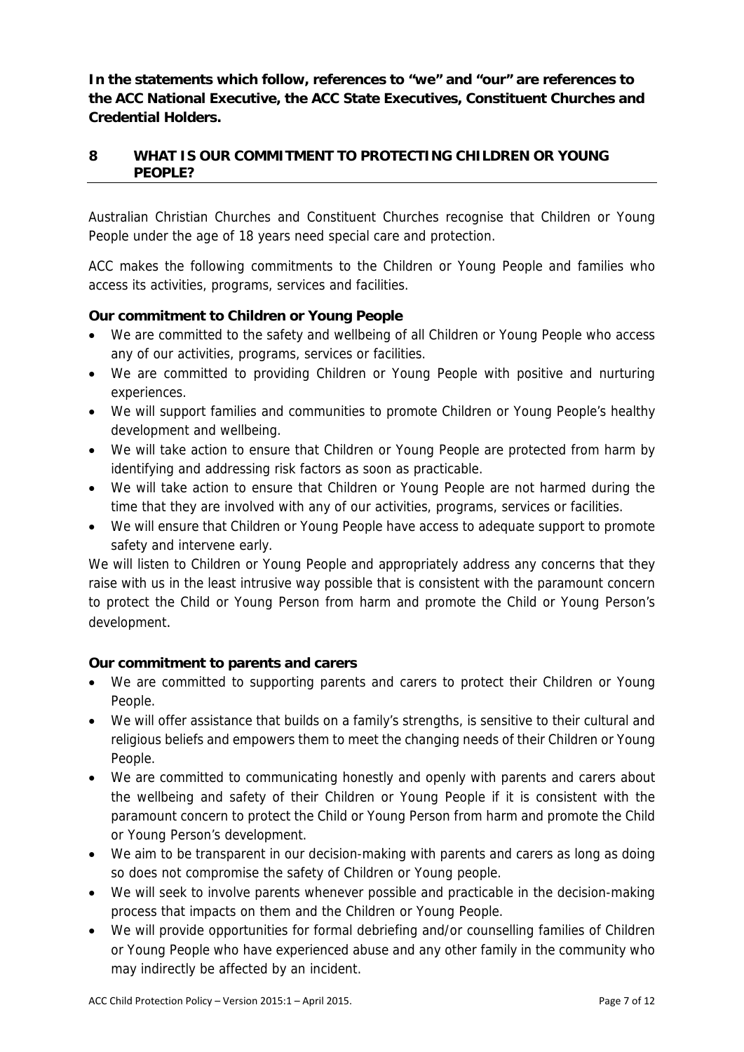**In the statements which follow, references to "we" and "our" are references to the ACC National Executive, the ACC State Executives, Constituent Churches and Credential Holders.**

## 8 WHAT IS OUR COMMITMENT TO PROTECTING CHILDREN OR YOUNG PEOPLE?

Australian Christian Churches and Constituent Churches recognise that Children or Young People under the age of 18 years need special care and protection.

ACC makes the following commitments to the Children or Young People and families who access its activities, programs, services and facilities.

**Our commitment to Children or Young People**

- We are committed to the safety and wellbeing of all Children or Young People who access any of our activities, programs, services or facilities.
- We are committed to providing Children or Young People with positive and nurturing experiences.
- We will support families and communities to promote Children or Young People's healthy development and wellbeing.
- We will take action to ensure that Children or Young People are protected from harm by identifying and addressing risk factors as soon as practicable.
- We will take action to ensure that Children or Young People are not harmed during the time that they are involved with any of our activities, programs, services or facilities.
- We will ensure that Children or Young People have access to adequate support to promote safety and intervene early.

We will listen to Children or Young People and appropriately address any concerns that they raise with us in the least intrusive way possible that is consistent with the paramount concern to protect the Child or Young Person from harm and promote the Child or Young Person's development.

**Our commitment to parents and carers**

- We are committed to supporting parents and carers to protect their Children or Young People.
- We will offer assistance that builds on a family's strengths, is sensitive to their cultural and religious beliefs and empowers them to meet the changing needs of their Children or Young People.
- We are committed to communicating honestly and openly with parents and carers about the wellbeing and safety of their Children or Young People if it is consistent with the paramount concern to protect the Child or Young Person from harm and promote the Child or Young Person's development.
- We aim to be transparent in our decision-making with parents and carers as long as doing so does not compromise the safety of Children or Young people.
- We will seek to involve parents whenever possible and practicable in the decision-making process that impacts on them and the Children or Young People.
- We will provide opportunities for formal debriefing and/or counselling families of Children or Young People who have experienced abuse and any other family in the community who may indirectly be affected by an incident.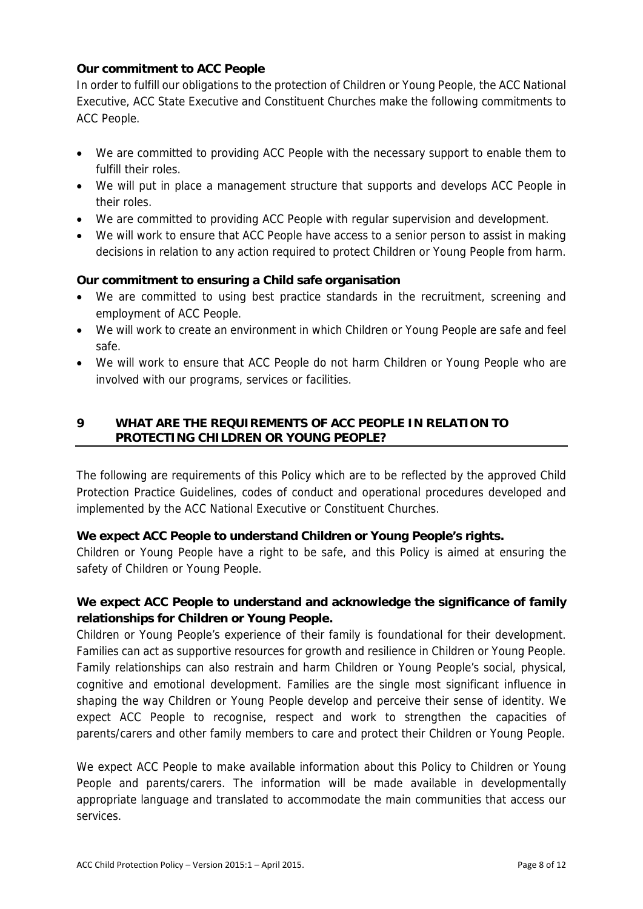**Our commitment to ACC People**

In order to fulfill our obligations to the protection of Children or Young People, the ACC National Executive, ACC State Executive and Constituent Churches make the following commitments to ACC People.

- We are committed to providing ACC People with the necessary support to enable them to fulfill their roles.
- We will put in place a management structure that supports and develops ACC People in their roles.
- We are committed to providing ACC People with regular supervision and development.
- We will work to ensure that ACC People have access to a senior person to assist in making decisions in relation to any action required to protect Children or Young People from harm.

**Our commitment to ensuring a Child safe organisation**

- We are committed to using best practice standards in the recruitment, screening and employment of ACC People.
- We will work to create an environment in which Children or Young People are safe and feel safe.
- We will work to ensure that ACC People do not harm Children or Young People who are involved with our programs, services or facilities.

## 9 WHAT ARE THE REQUIREMENTS OF ACC PEOPLE IN RELATION TO PROTECTING CHILDREN OR YOUNG PEOPLE?

The following are requirements of this Policy which are to be reflected by the approved Child Protection Practice Guidelines, codes of conduct and operational procedures developed and implemented by the ACC National Executive or Constituent Churches.

**We expect ACC People to understand Children or Young People's rights.**

Children or Young People have a right to be safe, and this Policy is aimed at ensuring the safety of Children or Young People.

**We expect ACC People to understand and acknowledge the significance of family relationships for Children or Young People.**

Children or Young People's experience of their family is foundational for their development. Families can act as supportive resources for growth and resilience in Children or Young People. Family relationships can also restrain and harm Children or Young People's social, physical, cognitive and emotional development. Families are the single most significant influence in shaping the way Children or Young People develop and perceive their sense of identity. We expect ACC People to recognise, respect and work to strengthen the capacities of parents/carers and other family members to care and protect their Children or Young People.

We expect ACC People to make available information about this Policy to Children or Young People and parents/carers. The information will be made available in developmentally appropriate language and translated to accommodate the main communities that access our services.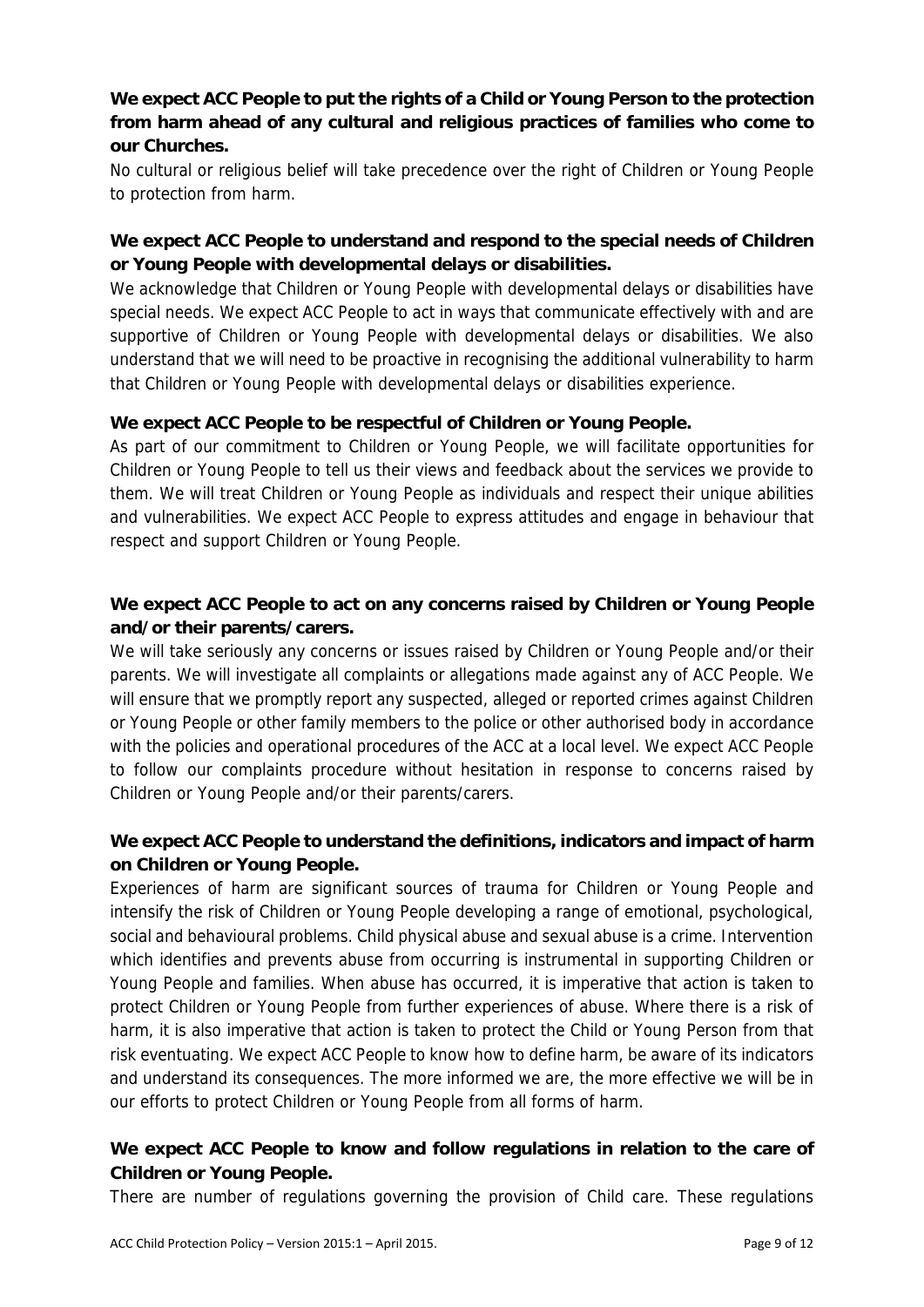**We expect ACC People to put the rights of a Child or Young Person to the protection from harm ahead of any cultural and religious practices of families who come to our Churches.**

No cultural or religious belief will take precedence over the right of Children or Young People to protection from harm.

**We expect ACC People to understand and respond to the special needs of Children or Young People with developmental delays or disabilities.**

We acknowledge that Children or Young People with developmental delays or disabilities have special needs. We expect ACC People to act in ways that communicate effectively with and are supportive of Children or Young People with developmental delays or disabilities. We also understand that we will need to be proactive in recognising the additional vulnerability to harm that Children or Young People with developmental delays or disabilities experience.

**We expect ACC People to be respectful of Children or Young People.**

As part of our commitment to Children or Young People, we will facilitate opportunities for Children or Young People to tell us their views and feedback about the services we provide to them. We will treat Children or Young People as individuals and respect their unique abilities and vulnerabilities. We expect ACC People to express attitudes and engage in behaviour that respect and support Children or Young People.

**We expect ACC People to act on any concerns raised by Children or Young People and/or their parents/carers.**

We will take seriously any concerns or issues raised by Children or Young People and/or their parents. We will investigate all complaints or allegations made against any of ACC People. We will ensure that we promptly report any suspected, alleged or reported crimes against Children or Young People or other family members to the police or other authorised body in accordance with the policies and operational procedures of the ACC at a local level. We expect ACC People to follow our complaints procedure without hesitation in response to concerns raised by Children or Young People and/or their parents/carers.

**We expect ACC People to understand the definitions, indicators and impact of harm on Children or Young People.**

Experiences of harm are significant sources of trauma for Children or Young People and intensify the risk of Children or Young People developing a range of emotional, psychological, social and behavioural problems. Child physical abuse and sexual abuse is a crime. Intervention which identifies and prevents abuse from occurring is instrumental in supporting Children or Young People and families. When abuse has occurred, it is imperative that action is taken to protect Children or Young People from further experiences of abuse. Where there is a risk of harm, it is also imperative that action is taken to protect the Child or Young Person from that risk eventuating. We expect ACC People to know how to define harm, be aware of its indicators and understand its consequences. The more informed we are, the more effective we will be in our efforts to protect Children or Young People from all forms of harm.

**We expect ACC People to know and follow regulations in relation to the care of Children or Young People.**

There are number of regulations governing the provision of Child care. These regulations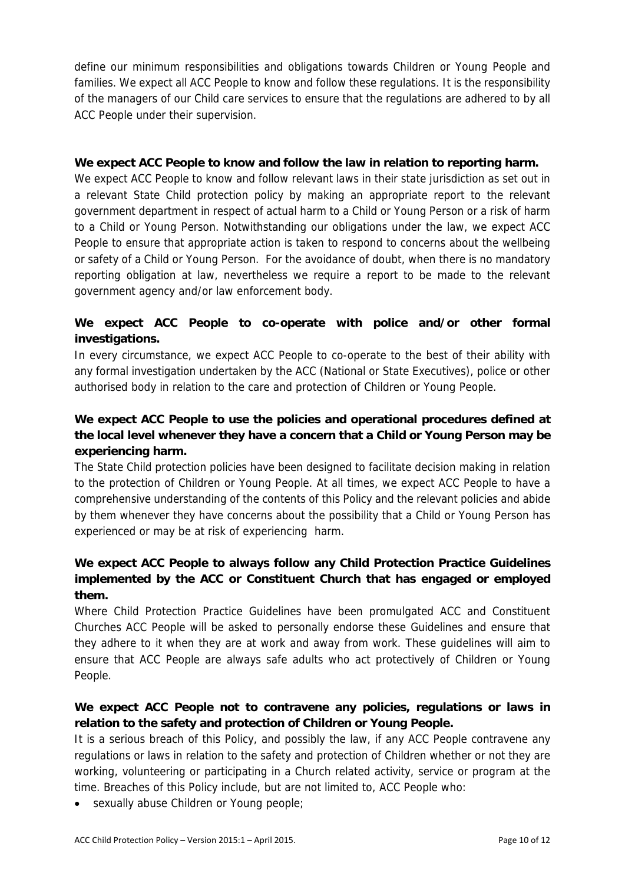define our minimum responsibilities and obligations towards Children or Young People and families. We expect all ACC People to know and follow these regulations. It is the responsibility of the managers of our Child care services to ensure that the regulations are adhered to by all ACC People under their supervision.

**We expect ACC People to know and follow the law in relation to reporting harm.**

We expect ACC People to know and follow relevant laws in their state jurisdiction as set out in a relevant State Child protection policy by making an appropriate report to the relevant government department in respect of actual harm to a Child or Young Person or a risk of harm to a Child or Young Person. Notwithstanding our obligations under the law, we expect ACC People to ensure that appropriate action is taken to respond to concerns about the wellbeing or safety of a Child or Young Person. For the avoidance of doubt, when there is no mandatory reporting obligation at law, nevertheless we require a report to be made to the relevant government agency and/or law enforcement body.

**We expect ACC People to co-operate with police and/or other formal investigations.**

In every circumstance, we expect ACC People to co-operate to the best of their ability with any formal investigation undertaken by the ACC (National or State Executives), police or other authorised body in relation to the care and protection of Children or Young People.

**We expect ACC People to use the policies and operational procedures defined at the local level whenever they have a concern that a Child or Young Person may be experiencing harm.**

The State Child protection policies have been designed to facilitate decision making in relation to the protection of Children or Young People. At all times, we expect ACC People to have a comprehensive understanding of the contents of this Policy and the relevant policies and abide by them whenever they have concerns about the possibility that a Child or Young Person has experienced or may be at risk of experiencing harm.

**We expect ACC People to always follow any Child Protection Practice Guidelines implemented by the ACC or Constituent Church that has engaged or employed them.**

Where Child Protection Practice Guidelines have been promulgated ACC and Constituent Churches ACC People will be asked to personally endorse these Guidelines and ensure that they adhere to it when they are at work and away from work. These guidelines will aim to ensure that ACC People are always safe adults who act protectively of Children or Young People.

**We expect ACC People not to contravene any policies, regulations or laws in relation to the safety and protection of Children or Young People.**

It is a serious breach of this Policy, and possibly the law, if any ACC People contravene any regulations or laws in relation to the safety and protection of Children whether or not they are working, volunteering or participating in a Church related activity, service or program at the time. Breaches of this Policy include, but are not limited to, ACC People who:

- sexually abuse Children or Young people;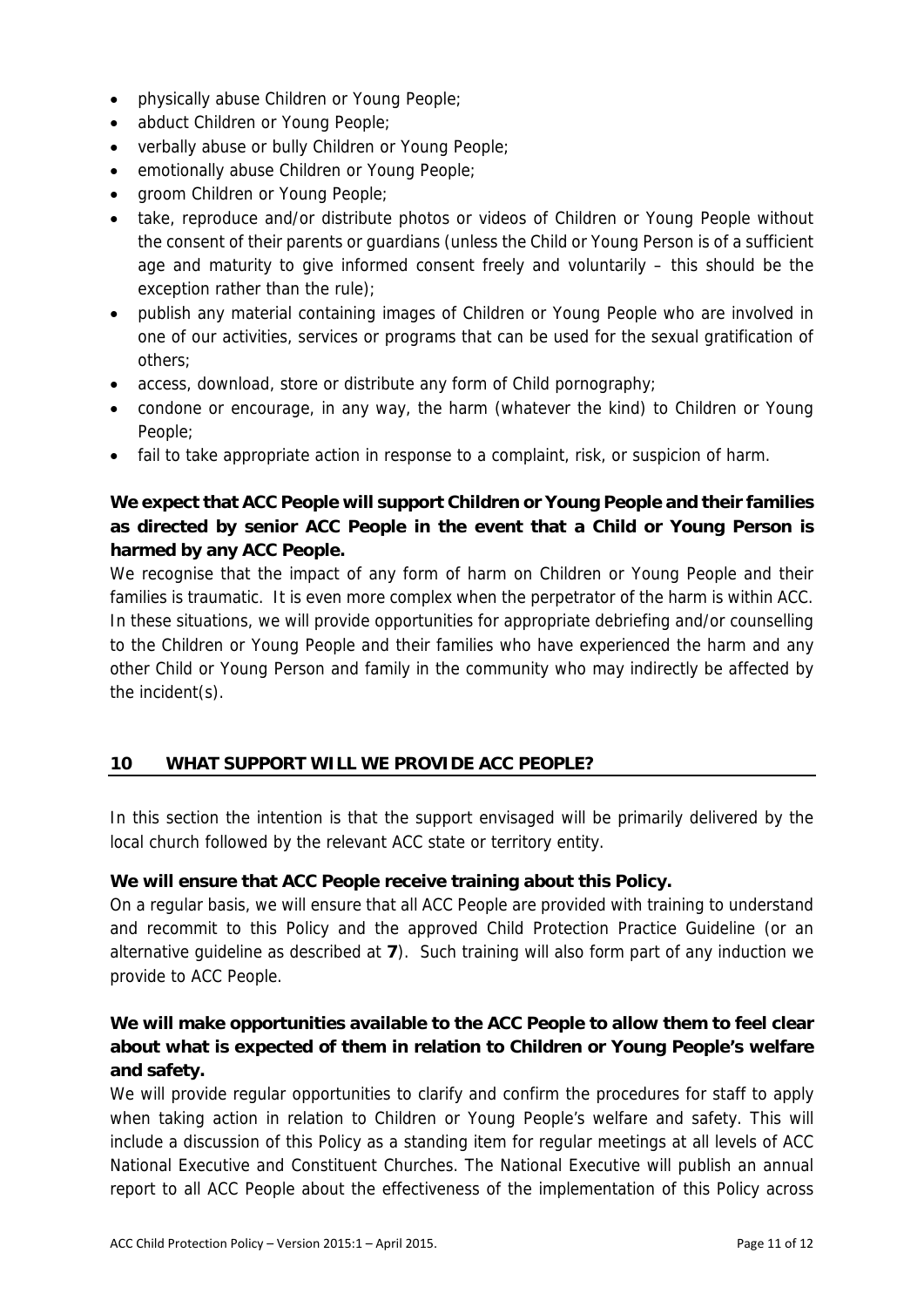- physically abuse Children or Young People;
- abduct Children or Young People;
- verbally abuse or bully Children or Young People;
- emotionally abuse Children or Young People;
- groom Children or Young People;
- take, reproduce and/or distribute photos or videos of Children or Young People without the consent of their parents or guardians (unless the Child or Young Person is of a sufficient age and maturity to give informed consent freely and voluntarily – this should be the exception rather than the rule);
- publish any material containing images of Children or Young People who are involved in one of our activities, services or programs that can be used for the sexual gratification of others;
- access, download, store or distribute any form of Child pornography;
- condone or encourage, in any way, the harm (whatever the kind) to Children or Young People;
- fail to take appropriate action in response to a complaint, risk, or suspicion of harm.

**We expect that ACC People will support Children or Young People and their families as directed by senior ACC People in the event that a Child or Young Person is harmed by any ACC People.**

We recognise that the impact of any form of harm on Children or Young People and their families is traumatic. It is even more complex when the perpetrator of the harm is within ACC. In these situations, we will provide opportunities for appropriate debriefing and/or counselling to the Children or Young People and their families who have experienced the harm and any other Child or Young Person and family in the community who may indirectly be affected by the incident(s).

## 10 WHAT SUPPORT WILL WE PROVIDE ACC PEOPLE?

In this section the intention is that the support envisaged will be primarily delivered by the local church followed by the relevant ACC state or territory entity.

**We will ensure that ACC People receive training about this Policy.**

On a regular basis, we will ensure that all ACC People are provided with training to understand and recommit to this Policy and the approved Child Protection Practice Guideline (or an alternative guideline as described at **7**). Such training will also form part of any induction we provide to ACC People.

**We will make opportunities available to the ACC People to allow them to feel clear about what is expected of them in relation to Children or Young People's welfare and safety.**

We will provide regular opportunities to clarify and confirm the procedures for staff to apply when taking action in relation to Children or Young People's welfare and safety. This will include a discussion of this Policy as a standing item for regular meetings at all levels of ACC National Executive and Constituent Churches. The National Executive will publish an annual report to all ACC People about the effectiveness of the implementation of this Policy across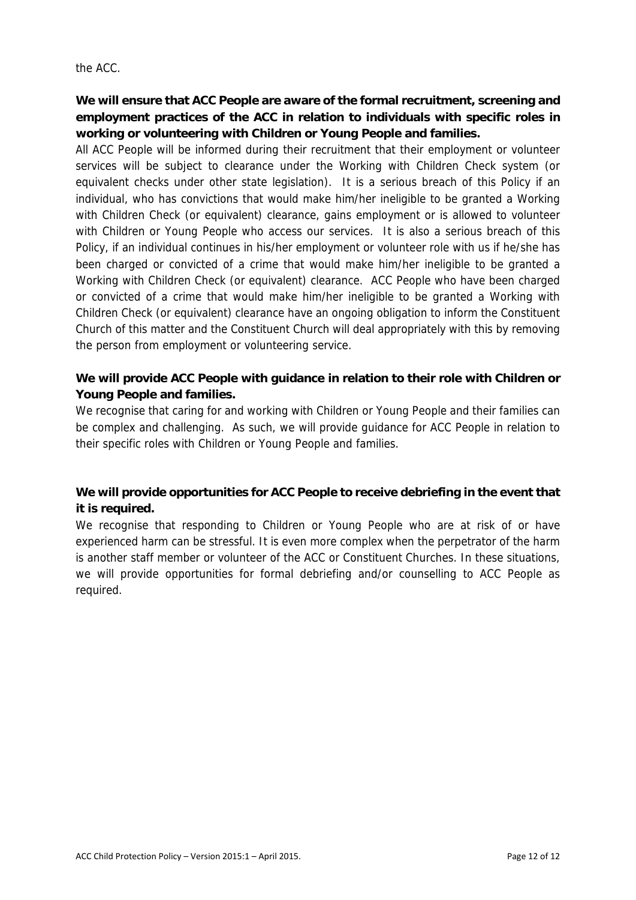the ACC.

**We will ensure that ACC People are aware of the formal recruitment, screening and employment practices of the ACC in relation to individuals with specific roles in working or volunteering with Children or Young People and families.**

All ACC People will be informed during their recruitment that their employment or volunteer services will be subject to clearance under the Working with Children Check system (or equivalent checks under other state legislation). It is a serious breach of this Policy if an individual, who has convictions that would make him/her ineligible to be granted a Working with Children Check (or equivalent) clearance, gains employment or is allowed to volunteer with Children or Young People who access our services. It is also a serious breach of this Policy, if an individual continues in his/her employment or volunteer role with us if he/she has been charged or convicted of a crime that would make him/her ineligible to be granted a Working with Children Check (or equivalent) clearance. ACC People who have been charged or convicted of a crime that would make him/her ineligible to be granted a Working with Children Check (or equivalent) clearance have an ongoing obligation to inform the Constituent Church of this matter and the Constituent Church will deal appropriately with this by removing the person from employment or volunteering service.

**We will provide ACC People with guidance in relation to their role with Children or Young People and families.**

We recognise that caring for and working with Children or Young People and their families can be complex and challenging. As such, we will provide guidance for ACC People in relation to their specific roles with Children or Young People and families.

**We will provide opportunities for ACC People to receive debriefing in the event that it is required.**

We recognise that responding to Children or Young People who are at risk of or have experienced harm can be stressful. It is even more complex when the perpetrator of the harm is another staff member or volunteer of the ACC or Constituent Churches. In these situations, we will provide opportunities for formal debriefing and/or counselling to ACC People as required.